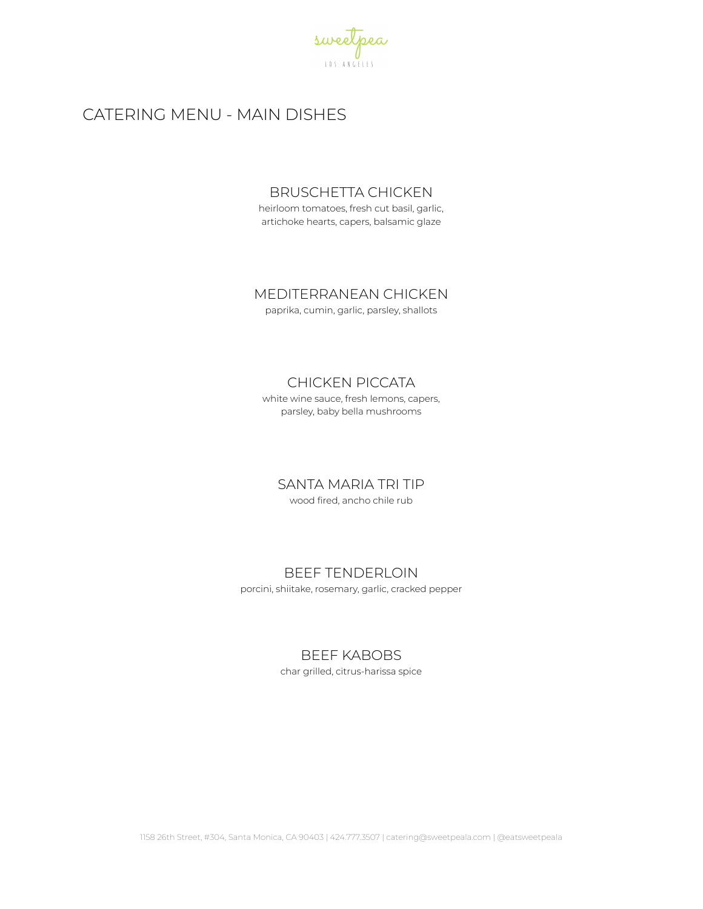sweetpea

LOS ANGELES

# CATERING MENU - MAIN DISHES

### BRUSCHETTA CHICKEN

heirloom tomatoes, fresh cut basil, garlic, artichoke hearts, capers, balsamic glaze

### MEDITERRANEAN CHICKEN

paprika, cumin, garlic, parsley, shallots

### CHICKEN PICCATA

white wine sauce, fresh lemons, capers, parsley, baby bella mushrooms

### SANTA MARIA TRI TIP

wood fired, ancho chile rub

### BEEF TENDERLOIN

porcini, shiitake, rosemary, garlic, cracked pepper

### BEEF KABOBS

char grilled, citrus-harissa spice

1158 26th Street, #304, Santa Monica, CA 90403 | 424.777.3507 | catering@sweetpeala.com | @eatsweetpeala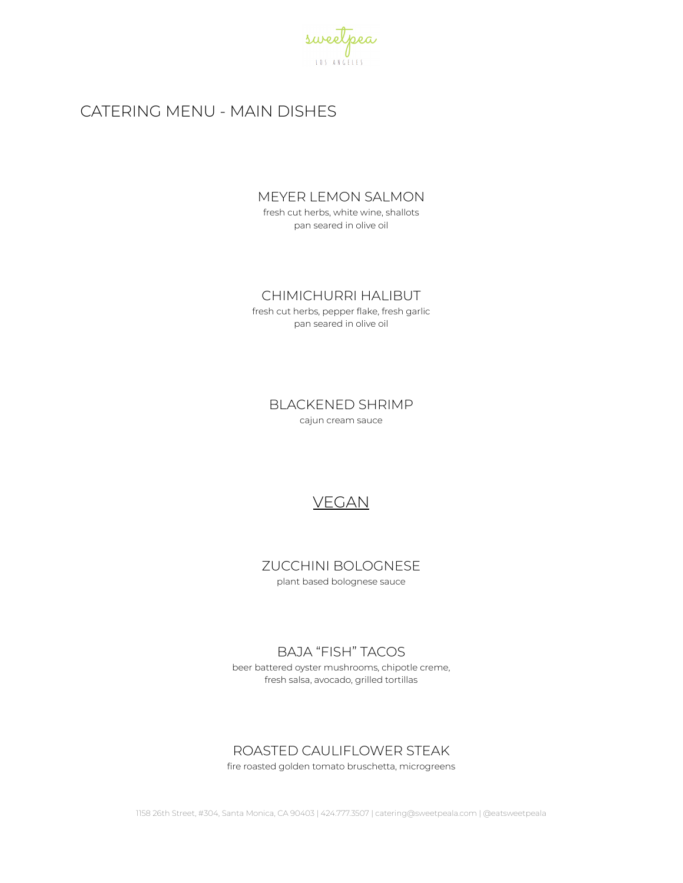sweetpea
LOS ANGELES

# CATERING MENU - MAIN DISHES

### MEYER LEMON SALMON

fresh cut herbs, white wine, shallots
pan seared in olive oil

### CHIMICHURRI HALIBUT

fresh cut herbs, pepper flake, fresh garlic
pan seared in olive oil

### BLACKENED SHRIMP

cajun cream sauce

## VEGAN

### ZUCCHINI BOLOGNESE

plant based bolognese sauce

### BAJA "FISH" TACOS

beer battered oyster mushrooms, chipotle creme,
fresh salsa, avocado, grilled tortillas

### ROASTED CAULIFLOWER STEAK

fire roasted golden tomato bruschetta, microgreens

1158 26th Street, #304, Santa Monica, CA 90403 | 424.777.3507 | catering@sweetpeala.com | @eatsweetpeala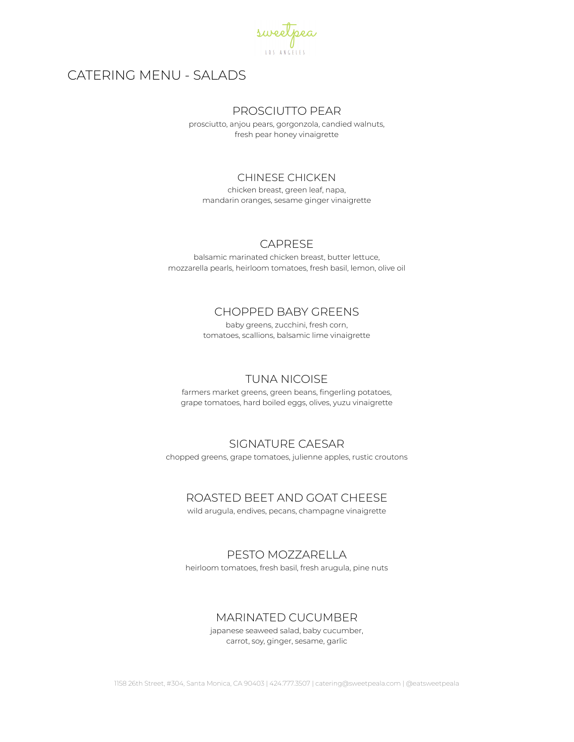sweetpea
LOS ANGELES

# CATERING MENU - SALADS

## PROSCIUTTO PEAR
prosciutto, anjou pears, gorgonzola, candied walnuts,
fresh pear honey vinaigrette

## CHINESE CHICKEN
chicken breast, green leaf, napa,
mandarin oranges, sesame ginger vinaigrette

## CAPRESE
balsamic marinated chicken breast, butter lettuce,
mozzarella pearls, heirloom tomatoes, fresh basil, lemon, olive oil

## CHOPPED BABY GREENS
baby greens, zucchini, fresh corn,
tomatoes, scallions, balsamic lime vinaigrette

## TUNA NICOISE
farmers market greens, green beans, fingerling potatoes,
grape tomatoes, hard boiled eggs, olives, yuzu vinaigrette

## SIGNATURE CAESAR
chopped greens, grape tomatoes, julienne apples, rustic croutons

## ROASTED BEET AND GOAT CHEESE
wild arugula, endives, pecans, champagne vinaigrette

## PESTO MOZZARELLA
heirloom tomatoes, fresh basil, fresh arugula, pine nuts

## MARINATED CUCUMBER
japanese seaweed salad, baby cucumber,
carrot, soy, ginger, sesame, garlic

1158 26th Street, #304, Santa Monica, CA 90403 | 424.777.3507 | catering@sweetpeala.com | @eatsweetpeala